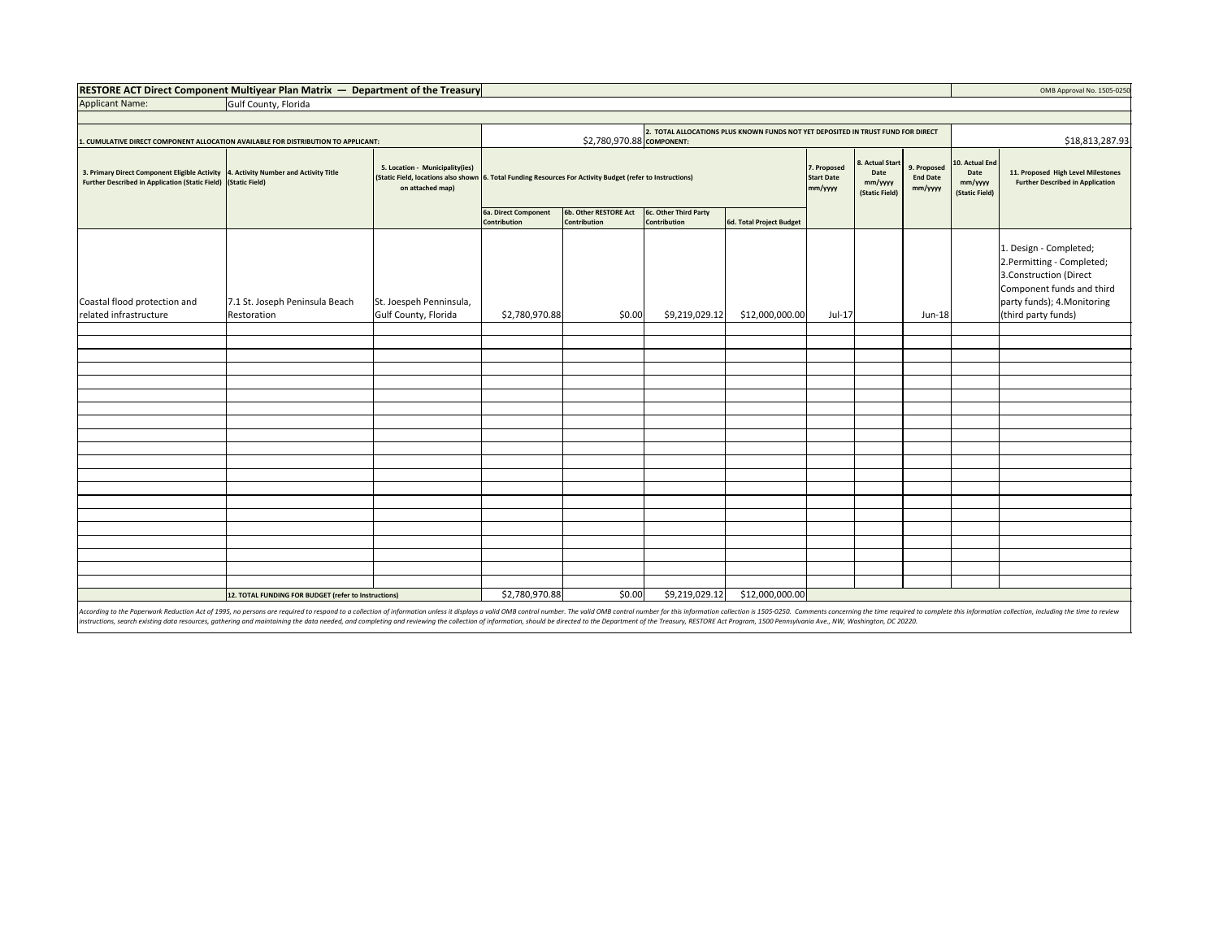**RESTORE ACT Direct Component Multiyear Plan Matrix — Department of the Treasury**

OMB Approval No. 1505-0250

Applicant Name: Gulf County, Florida

| 1. CUMULATIVE DIRECT COMPONENT ALLOCATION AVAILABLE FOR DISTRIBUTION TO APPLICANT: | $2,780,970.88 | 2. TOTAL ALLOCATIONS PLUS KNOWN FUNDS NOT YET DEPOSITED IN TRUST FUND FOR DIRECT COMPONENT: | $18,813,287.93 |
|---|---|---|---|

| 3. Primary Direct Component Eligible Activity Further Described in Application (Static Field) | 4. Activity Number and Activity Title (Static Field) | 5. Location - Municipality(ies) (Static Field, locations also shown on attached map) | 6. Total Funding Resources For Activity Budget (refer to Instructions) | | | | 7. Proposed Start Date mm/yyyy | 8. Actual Start Date mm/yyyy (Static Field) | 9. Proposed End Date mm/yyyy | 10. Actual End Date mm/yyyy (Static Field) | 11. Proposed High Level Milestones Further Described in Application |
|---|---|---|---|---|---|---|---|---|---|---|---|
| | | | 6a. Direct Component Contribution | 6b. Other RESTORE Act Contribution | 6c. Other Third Party Contribution | 6d. Total Project Budget | | | | | |
| Coastal flood protection and related infrastructure | 7.1 St. Joseph Peninsula Beach Restoration | St. Joespeh Penninsula, Gulf County, Florida | $2,780,970.88 | $0.00 | $9,219,029.12 | $12,000,000.00 | Jul-17 | | Jun-18 | | 1. Design - Completed; 2.Permitting - Completed; 3.Construction (Direct Component funds and third party funds); 4.Monitoring (third party funds) |
| | 12. TOTAL FUNDING FOR BUDGET (refer to Instructions) | | $2,780,970.88 | $0.00 | $9,219,029.12 | $12,000,000.00 | | | | | |

*According to the Paperwork Reduction Act of 1995, no persons are required to respond to a collection of information unless it displays a valid OMB control number. The valid OMB control number for this information collection is 1505-0250. Comments concerning the time required to complete this information collection, including the time to review instructions, search existing data resources, gathering and maintaining the data needed, and completing and reviewing the collection of information, should be directed to the Department of the Treasury, RESTORE Act Program, 1500 Pennsylvania Ave., NW, Washington, DC 20220.*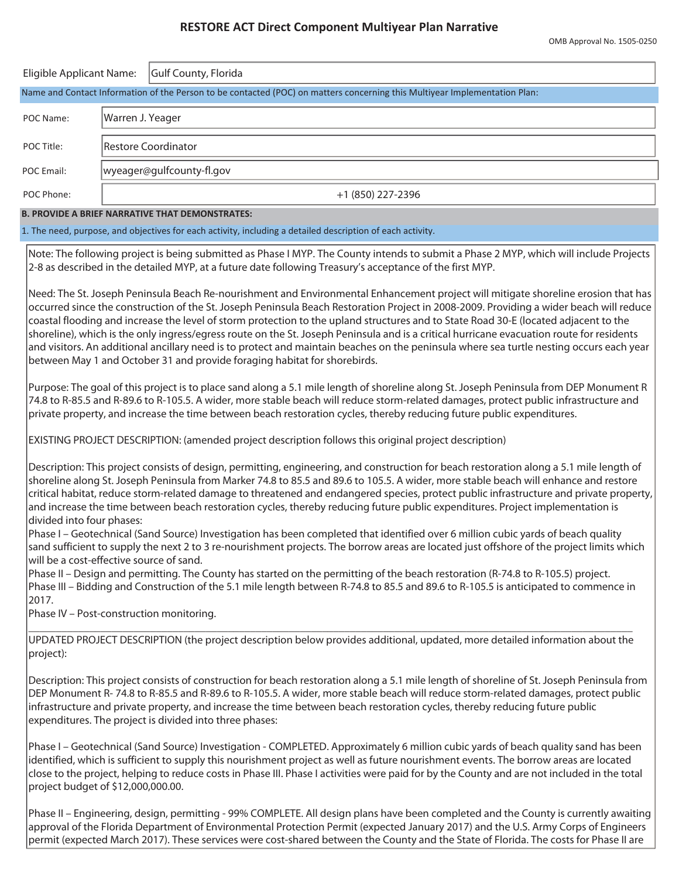## RESTORE ACT Direct Component Multiyear Plan Narrative

OMB Approval No. 1505-0250

| | |
|---|---|
| Eligible Applicant Name: | Gulf County, Florida |

Name and Contact Information of the Person to be contacted (POC) on matters concerning this Multiyear Implementation Plan:

| | |
|---|---|
| POC Name: | Warren J. Yeager |
| POC Title: | Restore Coordinator |
| POC Email: | wyeager@gulfcounty-fl.gov |
| POC Phone: | +1 (850) 227-2396 |

**B. PROVIDE A BRIEF NARRATIVE THAT DEMONSTRATES:**

1. The need, purpose, and objectives for each activity, including a detailed description of each activity.

Note: The following project is being submitted as Phase I MYP. The County intends to submit a Phase 2 MYP, which will include Projects 2-8 as described in the detailed MYP, at a future date following Treasury's acceptance of the first MYP.

Need: The St. Joseph Peninsula Beach Re-nourishment and Environmental Enhancement project will mitigate shoreline erosion that has occurred since the construction of the St. Joseph Peninsula Beach Restoration Project in 2008-2009. Providing a wider beach will reduce coastal flooding and increase the level of storm protection to the upland structures and to State Road 30-E (located adjacent to the shoreline), which is the only ingress/egress route on the St. Joseph Peninsula and is a critical hurricane evacuation route for residents and visitors. An additional ancillary need is to protect and maintain beaches on the peninsula where sea turtle nesting occurs each year between May 1 and October 31 and provide foraging habitat for shorebirds.

Purpose: The goal of this project is to place sand along a 5.1 mile length of shoreline along St. Joseph Peninsula from DEP Monument R 74.8 to R-85.5 and R-89.6 to R-105.5. A wider, more stable beach will reduce storm-related damages, protect public infrastructure and private property, and increase the time between beach restoration cycles, thereby reducing future public expenditures.

EXISTING PROJECT DESCRIPTION: (amended project description follows this original project description)

Description: This project consists of design, permitting, engineering, and construction for beach restoration along a 5.1 mile length of shoreline along St. Joseph Peninsula from Marker 74.8 to 85.5 and 89.6 to 105.5. A wider, more stable beach will enhance and restore critical habitat, reduce storm-related damage to threatened and endangered species, protect public infrastructure and private property, and increase the time between beach restoration cycles, thereby reducing future public expenditures. Project implementation is divided into four phases:
Phase I – Geotechnical (Sand Source) Investigation has been completed that identified over 6 million cubic yards of beach quality sand sufficient to supply the next 2 to 3 re-nourishment projects. The borrow areas are located just offshore of the project limits which will be a cost-effective source of sand.
Phase II – Design and permitting. The County has started on the permitting of the beach restoration (R-74.8 to R-105.5) project.
Phase III – Bidding and Construction of the 5.1 mile length between R-74.8 to 85.5 and 89.6 to R-105.5 is anticipated to commence in 2017.
Phase IV – Post-construction monitoring.

---

UPDATED PROJECT DESCRIPTION (the project description below provides additional, updated, more detailed information about the project):

Description: This project consists of construction for beach restoration along a 5.1 mile length of shoreline of St. Joseph Peninsula from DEP Monument R- 74.8 to R-85.5 and R-89.6 to R-105.5. A wider, more stable beach will reduce storm-related damages, protect public infrastructure and private property, and increase the time between beach restoration cycles, thereby reducing future public expenditures. The project is divided into three phases:

Phase I – Geotechnical (Sand Source) Investigation - COMPLETED. Approximately 6 million cubic yards of beach quality sand has been identified, which is sufficient to supply this nourishment project as well as future nourishment events. The borrow areas are located close to the project, helping to reduce costs in Phase III. Phase I activities were paid for by the County and are not included in the total project budget of $12,000,000.00.

Phase II – Engineering, design, permitting - 99% COMPLETE. All design plans have been completed and the County is currently awaiting approval of the Florida Department of Environmental Protection Permit (expected January 2017) and the U.S. Army Corps of Engineers permit (expected March 2017). These services were cost-shared between the County and the State of Florida. The costs for Phase II are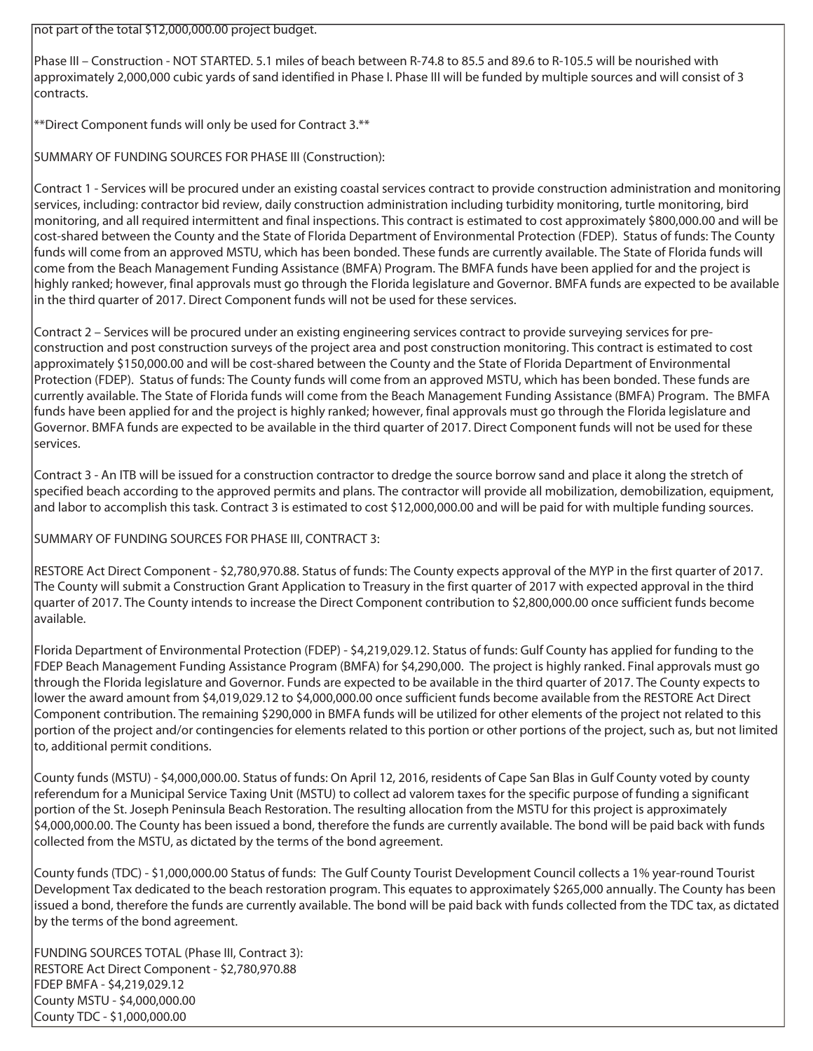not part of the total $12,000,000.00 project budget.

Phase III – Construction - NOT STARTED. 5.1 miles of beach between R-74.8 to 85.5 and 89.6 to R-105.5 will be nourished with approximately 2,000,000 cubic yards of sand identified in Phase I. Phase III will be funded by multiple sources and will consist of 3 contracts.

**Direct Component funds will only be used for Contract 3.**

SUMMARY OF FUNDING SOURCES FOR PHASE III (Construction):

Contract 1 - Services will be procured under an existing coastal services contract to provide construction administration and monitoring services, including: contractor bid review, daily construction administration including turbidity monitoring, turtle monitoring, bird monitoring, and all required intermittent and final inspections. This contract is estimated to cost approximately $800,000.00 and will be cost-shared between the County and the State of Florida Department of Environmental Protection (FDEP). Status of funds: The County funds will come from an approved MSTU, which has been bonded. These funds are currently available. The State of Florida funds will come from the Beach Management Funding Assistance (BMFA) Program. The BMFA funds have been applied for and the project is highly ranked; however, final approvals must go through the Florida legislature and Governor. BMFA funds are expected to be available in the third quarter of 2017. Direct Component funds will not be used for these services.

Contract 2 – Services will be procured under an existing engineering services contract to provide surveying services for pre-construction and post construction surveys of the project area and post construction monitoring. This contract is estimated to cost approximately $150,000.00 and will be cost-shared between the County and the State of Florida Department of Environmental Protection (FDEP). Status of funds: The County funds will come from an approved MSTU, which has been bonded. These funds are currently available. The State of Florida funds will come from the Beach Management Funding Assistance (BMFA) Program. The BMFA funds have been applied for and the project is highly ranked; however, final approvals must go through the Florida legislature and Governor. BMFA funds are expected to be available in the third quarter of 2017. Direct Component funds will not be used for these services.

Contract 3 - An ITB will be issued for a construction contractor to dredge the source borrow sand and place it along the stretch of specified beach according to the approved permits and plans. The contractor will provide all mobilization, demobilization, equipment, and labor to accomplish this task. Contract 3 is estimated to cost $12,000,000.00 and will be paid for with multiple funding sources.

SUMMARY OF FUNDING SOURCES FOR PHASE III, CONTRACT 3:

RESTORE Act Direct Component - $2,780,970.88. Status of funds: The County expects approval of the MYP in the first quarter of 2017. The County will submit a Construction Grant Application to Treasury in the first quarter of 2017 with expected approval in the third quarter of 2017. The County intends to increase the Direct Component contribution to $2,800,000.00 once sufficient funds become available.

Florida Department of Environmental Protection (FDEP) - $4,219,029.12. Status of funds: Gulf County has applied for funding to the FDEP Beach Management Funding Assistance Program (BMFA) for $4,290,000. The project is highly ranked. Final approvals must go through the Florida legislature and Governor. Funds are expected to be available in the third quarter of 2017. The County expects to lower the award amount from $4,019,029.12 to $4,000,000.00 once sufficient funds become available from the RESTORE Act Direct Component contribution. The remaining $290,000 in BMFA funds will be utilized for other elements of the project not related to this portion of the project and/or contingencies for elements related to this portion or other portions of the project, such as, but not limited to, additional permit conditions.

County funds (MSTU) - $4,000,000.00. Status of funds: On April 12, 2016, residents of Cape San Blas in Gulf County voted by county referendum for a Municipal Service Taxing Unit (MSTU) to collect ad valorem taxes for the specific purpose of funding a significant portion of the St. Joseph Peninsula Beach Restoration. The resulting allocation from the MSTU for this project is approximately $4,000,000.00. The County has been issued a bond, therefore the funds are currently available. The bond will be paid back with funds collected from the MSTU, as dictated by the terms of the bond agreement.

County funds (TDC) - $1,000,000.00 Status of funds: The Gulf County Tourist Development Council collects a 1% year-round Tourist Development Tax dedicated to the beach restoration program. This equates to approximately $265,000 annually. The County has been issued a bond, therefore the funds are currently available. The bond will be paid back with funds collected from the TDC tax, as dictated by the terms of the bond agreement.

FUNDING SOURCES TOTAL (Phase III, Contract 3):
RESTORE Act Direct Component - $2,780,970.88
FDEP BMFA - $4,219,029.12
County MSTU - $4,000,000.00
County TDC - $1,000,000.00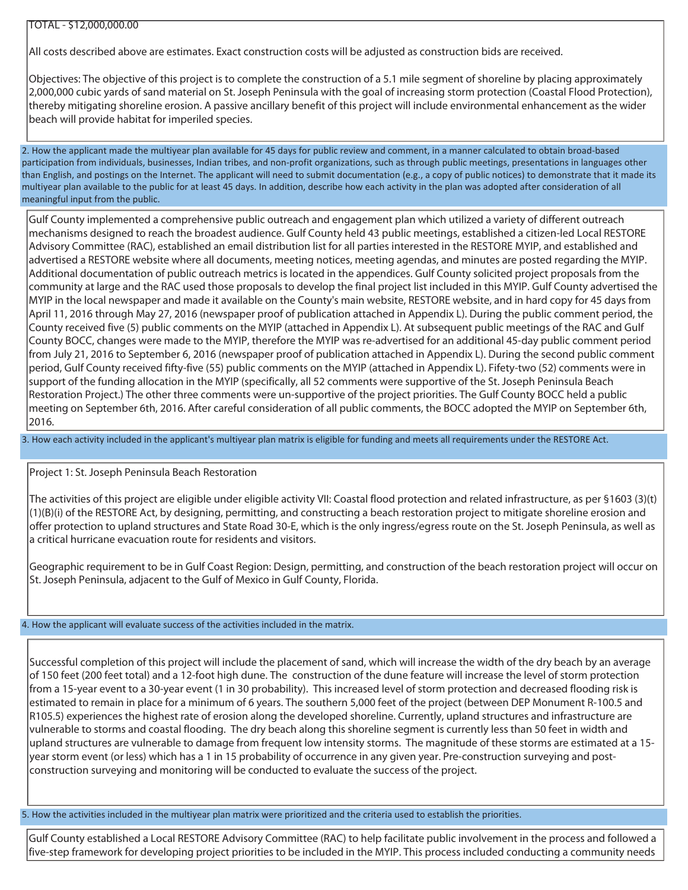TOTAL - $12,000,000.00

All costs described above are estimates. Exact construction costs will be adjusted as construction bids are received.

Objectives: The objective of this project is to complete the construction of a 5.1 mile segment of shoreline by placing approximately 2,000,000 cubic yards of sand material on St. Joseph Peninsula with the goal of increasing storm protection (Coastal Flood Protection), thereby mitigating shoreline erosion. A passive ancillary benefit of this project will include environmental enhancement as the wider beach will provide habitat for imperiled species.

**2. How the applicant made the multiyear plan available for 45 days for public review and comment, in a manner calculated to obtain broad-based participation from individuals, businesses, Indian tribes, and non-profit organizations, such as through public meetings, presentations in languages other than English, and postings on the Internet. The applicant will need to submit documentation (e.g., a copy of public notices) to demonstrate that it made its multiyear plan available to the public for at least 45 days. In addition, describe how each activity in the plan was adopted after consideration of all meaningful input from the public.**

Gulf County implemented a comprehensive public outreach and engagement plan which utilized a variety of different outreach mechanisms designed to reach the broadest audience. Gulf County held 43 public meetings, established a citizen-led Local RESTORE Advisory Committee (RAC), established an email distribution list for all parties interested in the RESTORE MYIP, and established and advertised a RESTORE website where all documents, meeting notices, meeting agendas, and minutes are posted regarding the MYIP. Additional documentation of public outreach metrics is located in the appendices. Gulf County solicited project proposals from the community at large and the RAC used those proposals to develop the final project list included in this MYIP. Gulf County advertised the MYIP in the local newspaper and made it available on the County's main website, RESTORE website, and in hard copy for 45 days from April 11, 2016 through May 27, 2016 (newspaper proof of publication attached in Appendix L). During the public comment period, the County received five (5) public comments on the MYIP (attached in Appendix L). At subsequent public meetings of the RAC and Gulf County BOCC, changes were made to the MYIP, therefore the MYIP was re-advertised for an additional 45-day public comment period from July 21, 2016 to September 6, 2016 (newspaper proof of publication attached in Appendix L). During the second public comment period, Gulf County received fifty-five (55) public comments on the MYIP (attached in Appendix L). Fifety-two (52) comments were in support of the funding allocation in the MYIP (specifically, all 52 comments were supportive of the St. Joseph Peninsula Beach Restoration Project.) The other three comments were un-supportive of the project priorities. The Gulf County BOCC held a public meeting on September 6th, 2016. After careful consideration of all public comments, the BOCC adopted the MYIP on September 6th, 2016.

**3. How each activity included in the applicant's multiyear plan matrix is eligible for funding and meets all requirements under the RESTORE Act.**

Project 1: St. Joseph Peninsula Beach Restoration

The activities of this project are eligible under eligible activity VII: Coastal flood protection and related infrastructure, as per §1603 (3)(t)(1)(B)(i) of the RESTORE Act, by designing, permitting, and constructing a beach restoration project to mitigate shoreline erosion and offer protection to upland structures and State Road 30-E, which is the only ingress/egress route on the St. Joseph Peninsula, as well as a critical hurricane evacuation route for residents and visitors.

Geographic requirement to be in Gulf Coast Region: Design, permitting, and construction of the beach restoration project will occur on St. Joseph Peninsula, adjacent to the Gulf of Mexico in Gulf County, Florida.

**4. How the applicant will evaluate success of the activities included in the matrix.**

Successful completion of this project will include the placement of sand, which will increase the width of the dry beach by an average of 150 feet (200 feet total) and a 12-foot high dune. The construction of the dune feature will increase the level of storm protection from a 15-year event to a 30-year event (1 in 30 probability). This increased level of storm protection and decreased flooding risk is estimated to remain in place for a minimum of 6 years. The southern 5,000 feet of the project (between DEP Monument R-100.5 and R105.5) experiences the highest rate of erosion along the developed shoreline. Currently, upland structures and infrastructure are vulnerable to storms and coastal flooding. The dry beach along this shoreline segment is currently less than 50 feet in width and upland structures are vulnerable to damage from frequent low intensity storms. The magnitude of these storms are estimated at a 15-year storm event (or less) which has a 1 in 15 probability of occurrence in any given year. Pre-construction surveying and post-construction surveying and monitoring will be conducted to evaluate the success of the project.

**5. How the activities included in the multiyear plan matrix were prioritized and the criteria used to establish the priorities.**

Gulf County established a Local RESTORE Advisory Committee (RAC) to help facilitate public involvement in the process and followed a five-step framework for developing project priorities to be included in the MYIP. This process included conducting a community needs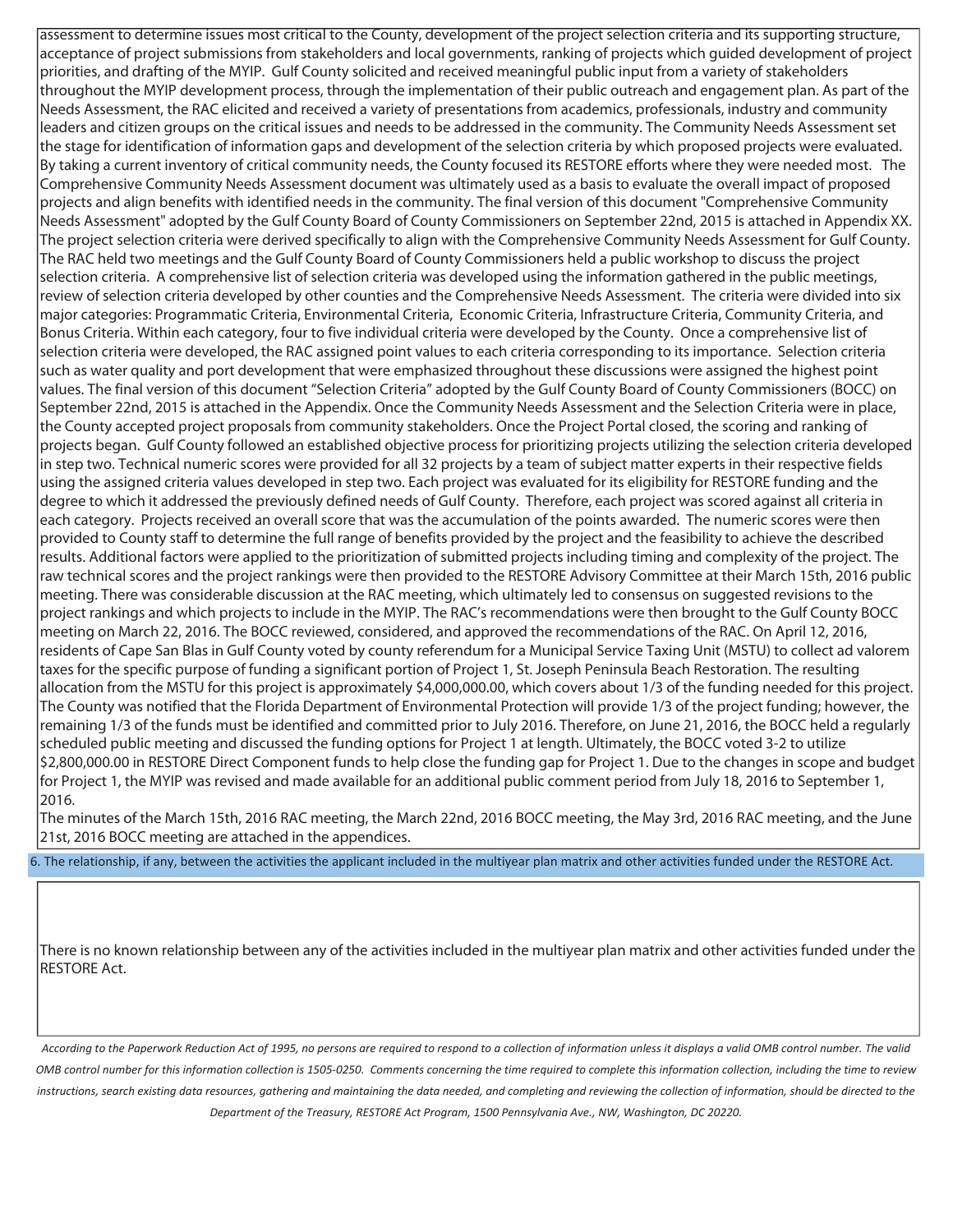assessment to determine issues most critical to the County, development of the project selection criteria and its supporting structure, acceptance of project submissions from stakeholders and local governments, ranking of projects which guided development of project priorities, and drafting of the MYIP. Gulf County solicited and received meaningful public input from a variety of stakeholders throughout the MYIP development process, through the implementation of their public outreach and engagement plan. As part of the Needs Assessment, the RAC elicited and received a variety of presentations from academics, professionals, industry and community leaders and citizen groups on the critical issues and needs to be addressed in the community. The Community Needs Assessment set the stage for identification of information gaps and development of the selection criteria by which proposed projects were evaluated. By taking a current inventory of critical community needs, the County focused its RESTORE efforts where they were needed most. The Comprehensive Community Needs Assessment document was ultimately used as a basis to evaluate the overall impact of proposed projects and align benefits with identified needs in the community. The final version of this document "Comprehensive Community Needs Assessment" adopted by the Gulf County Board of County Commissioners on September 22nd, 2015 is attached in Appendix XX. The project selection criteria were derived specifically to align with the Comprehensive Community Needs Assessment for Gulf County. The RAC held two meetings and the Gulf County Board of County Commissioners held a public workshop to discuss the project selection criteria. A comprehensive list of selection criteria was developed using the information gathered in the public meetings, review of selection criteria developed by other counties and the Comprehensive Needs Assessment. The criteria were divided into six major categories: Programmatic Criteria, Environmental Criteria, Economic Criteria, Infrastructure Criteria, Community Criteria, and Bonus Criteria. Within each category, four to five individual criteria were developed by the County. Once a comprehensive list of selection criteria were developed, the RAC assigned point values to each criteria corresponding to its importance. Selection criteria such as water quality and port development that were emphasized throughout these discussions were assigned the highest point values. The final version of this document "Selection Criteria" adopted by the Gulf County Board of County Commissioners (BOCC) on September 22nd, 2015 is attached in the Appendix. Once the Community Needs Assessment and the Selection Criteria were in place, the County accepted project proposals from community stakeholders. Once the Project Portal closed, the scoring and ranking of projects began. Gulf County followed an established objective process for prioritizing projects utilizing the selection criteria developed in step two. Technical numeric scores were provided for all 32 projects by a team of subject matter experts in their respective fields using the assigned criteria values developed in step two. Each project was evaluated for its eligibility for RESTORE funding and the degree to which it addressed the previously defined needs of Gulf County. Therefore, each project was scored against all criteria in each category. Projects received an overall score that was the accumulation of the points awarded. The numeric scores were then provided to County staff to determine the full range of benefits provided by the project and the feasibility to achieve the described results. Additional factors were applied to the prioritization of submitted projects including timing and complexity of the project. The raw technical scores and the project rankings were then provided to the RESTORE Advisory Committee at their March 15th, 2016 public meeting. There was considerable discussion at the RAC meeting, which ultimately led to consensus on suggested revisions to the project rankings and which projects to include in the MYIP. The RAC's recommendations were then brought to the Gulf County BOCC meeting on March 22, 2016. The BOCC reviewed, considered, and approved the recommendations of the RAC. On April 12, 2016, residents of Cape San Blas in Gulf County voted by county referendum for a Municipal Service Taxing Unit (MSTU) to collect ad valorem taxes for the specific purpose of funding a significant portion of Project 1, St. Joseph Peninsula Beach Restoration. The resulting allocation from the MSTU for this project is approximately $4,000,000.00, which covers about 1/3 of the funding needed for this project. The County was notified that the Florida Department of Environmental Protection will provide 1/3 of the project funding; however, the remaining 1/3 of the funds must be identified and committed prior to July 2016. Therefore, on June 21, 2016, the BOCC held a regularly scheduled public meeting and discussed the funding options for Project 1 at length. Ultimately, the BOCC voted 3-2 to utilize $2,800,000.00 in RESTORE Direct Component funds to help close the funding gap for Project 1. Due to the changes in scope and budget for Project 1, the MYIP was revised and made available for an additional public comment period from July 18, 2016 to September 1, 2016.

The minutes of the March 15th, 2016 RAC meeting, the March 22nd, 2016 BOCC meeting, the May 3rd, 2016 RAC meeting, and the June 21st, 2016 BOCC meeting are attached in the appendices.

6. The relationship, if any, between the activities the applicant included in the multiyear plan matrix and other activities funded under the RESTORE Act.

There is no known relationship between any of the activities included in the multiyear plan matrix and other activities funded under the RESTORE Act.

*According to the Paperwork Reduction Act of 1995, no persons are required to respond to a collection of information unless it displays a valid OMB control number. The valid OMB control number for this information collection is 1505-0250. Comments concerning the time required to complete this information collection, including the time to review instructions, search existing data resources, gathering and maintaining the data needed, and completing and reviewing the collection of information, should be directed to the Department of the Treasury, RESTORE Act Program, 1500 Pennsylvania Ave., NW, Washington, DC 20220.*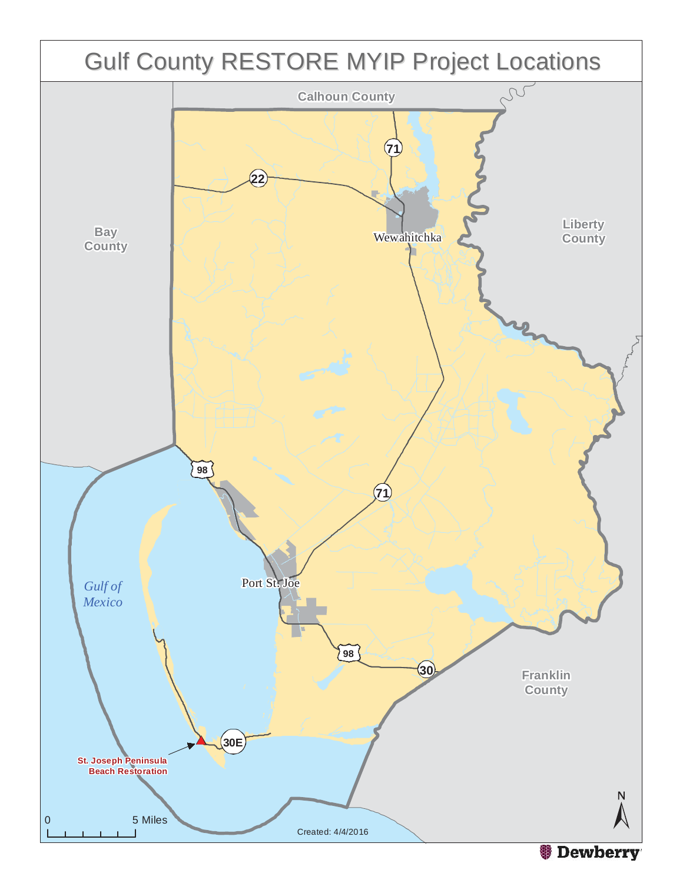# Gulf County RESTORE MYIP Project Locations

Calhoun County

Bay County

Liberty County

Franklin County

Gulf of Mexico

Wewahitchka

Port St. Joe

71

22

98

30

30E

St. Joseph Peninsula Beach Restoration

0

5 Miles

N

Created: 4/4/2016

Dewberry